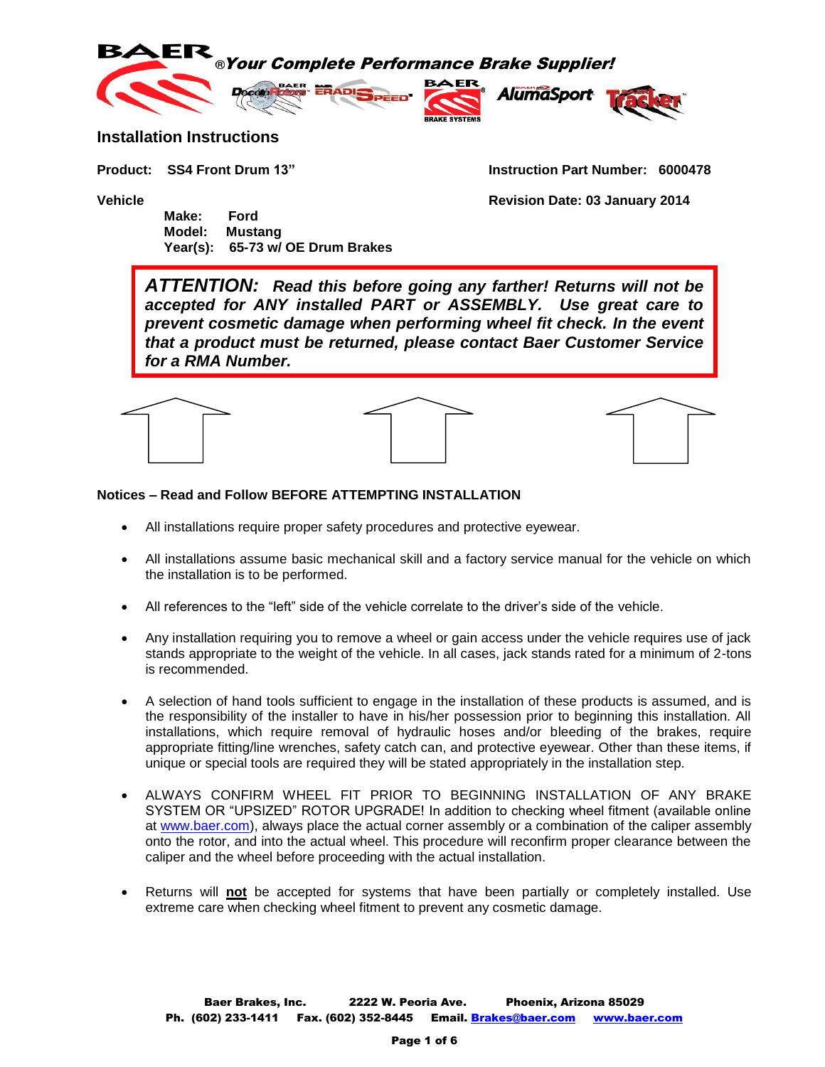**BAER** ® *Your Complete Performance Brake Supplier!*

## Installation Instructions

**Product: SS4 Front Drum 13"**

**Instruction Part Number: 6000478**

**Vehicle**

**Revision Date: 03 January 2014**

**Make: Ford**
**Model: Mustang**
**Year(s): 65-73 w/ OE Drum Brakes**

> ***ATTENTION: Read this before going any farther! Returns will not be accepted for ANY installed PART or ASSEMBLY. Use great care to prevent cosmetic damage when performing wheel fit check. In the event that a product must be returned, please contact Baer Customer Service for a RMA Number.***

**Notices – Read and Follow BEFORE ATTEMPTING INSTALLATION**

- All installations require proper safety procedures and protective eyewear.
- All installations assume basic mechanical skill and a factory service manual for the vehicle on which the installation is to be performed.
- All references to the "left" side of the vehicle correlate to the driver's side of the vehicle.
- Any installation requiring you to remove a wheel or gain access under the vehicle requires use of jack stands appropriate to the weight of the vehicle. In all cases, jack stands rated for a minimum of 2-tons is recommended.
- A selection of hand tools sufficient to engage in the installation of these products is assumed, and is the responsibility of the installer to have in his/her possession prior to beginning this installation. All installations, which require removal of hydraulic hoses and/or bleeding of the brakes, require appropriate fitting/line wrenches, safety catch can, and protective eyewear. Other than these items, if unique or special tools are required they will be stated appropriately in the installation step.
- ALWAYS CONFIRM WHEEL FIT PRIOR TO BEGINNING INSTALLATION OF ANY BRAKE SYSTEM OR "UPSIZED" ROTOR UPGRADE! In addition to checking wheel fitment (available online at www.baer.com), always place the actual corner assembly or a combination of the caliper assembly onto the rotor, and into the actual wheel. This procedure will reconfirm proper clearance between the caliper and the wheel before proceeding with the actual installation.
- Returns will **not** be accepted for systems that have been partially or completely installed. Use extreme care when checking wheel fitment to prevent any cosmetic damage.

**Baer Brakes, Inc. 2222 W. Peoria Ave. Phoenix, Arizona 85029**
**Ph. (602) 233-1411 Fax. (602) 352-8445 Email. Brakes@baer.com www.baer.com**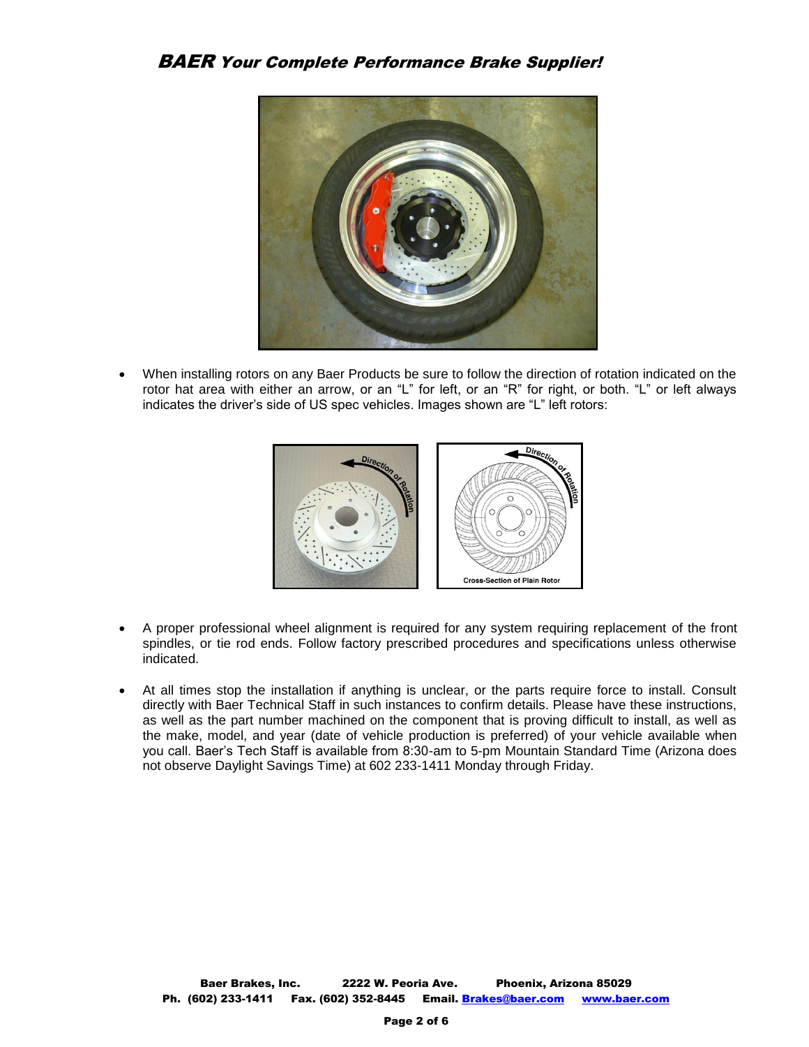- When installing rotors on any Baer Products be sure to follow the direction of rotation indicated on the rotor hat area with either an arrow, or an “L” for left, or an “R” for right, or both. “L” or left always indicates the driver’s side of US spec vehicles. Images shown are “L” left rotors:

- A proper professional wheel alignment is required for any system requiring replacement of the front spindles, or tie rod ends. Follow factory prescribed procedures and specifications unless otherwise indicated.

- At all times stop the installation if anything is unclear, or the parts require force to install. Consult directly with Baer Technical Staff in such instances to confirm details. Please have these instructions, as well as the part number machined on the component that is proving difficult to install, as well as the make, model, and year (date of vehicle production is preferred) of your vehicle available when you call. Baer’s Tech Staff is available from 8:30-am to 5-pm Mountain Standard Time (Arizona does not observe Daylight Savings Time) at 602 233-1411 Monday through Friday.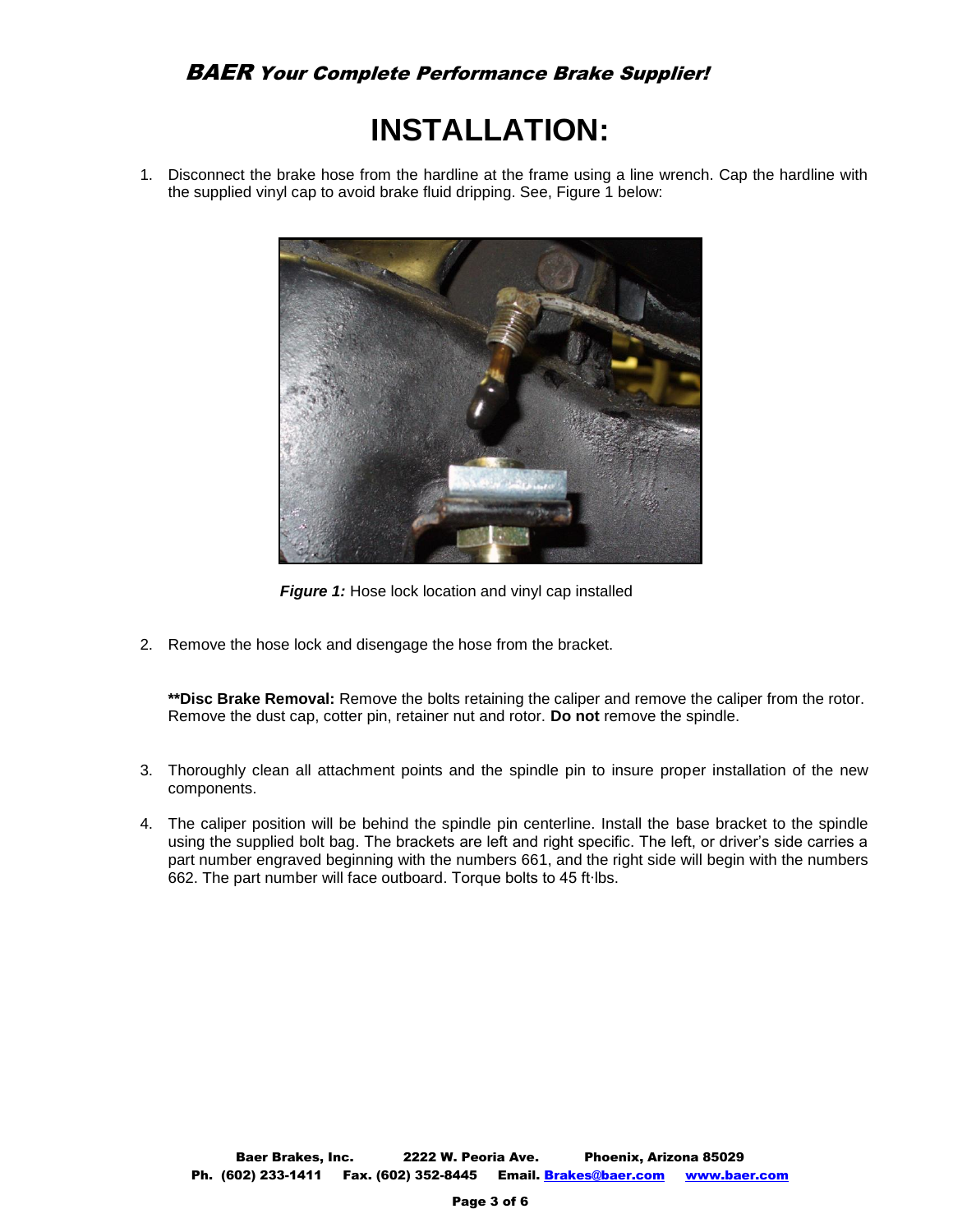# INSTALLATION:

1. Disconnect the brake hose from the hardline at the frame using a line wrench. Cap the hardline with the supplied vinyl cap to avoid brake fluid dripping. See, Figure 1 below:

***Figure 1:*** Hose lock location and vinyl cap installed

2. Remove the hose lock and disengage the hose from the bracket.

   **\*\*Disc Brake Removal:** Remove the bolts retaining the caliper and remove the caliper from the rotor. Remove the dust cap, cotter pin, retainer nut and rotor. **Do not** remove the spindle.

3. Thoroughly clean all attachment points and the spindle pin to insure proper installation of the new components.

4. The caliper position will be behind the spindle pin centerline. Install the base bracket to the spindle using the supplied bolt bag. The brackets are left and right specific. The left, or driver's side carries a part number engraved beginning with the numbers 661, and the right side will begin with the numbers 662. The part number will face outboard. Torque bolts to 45 ft·lbs.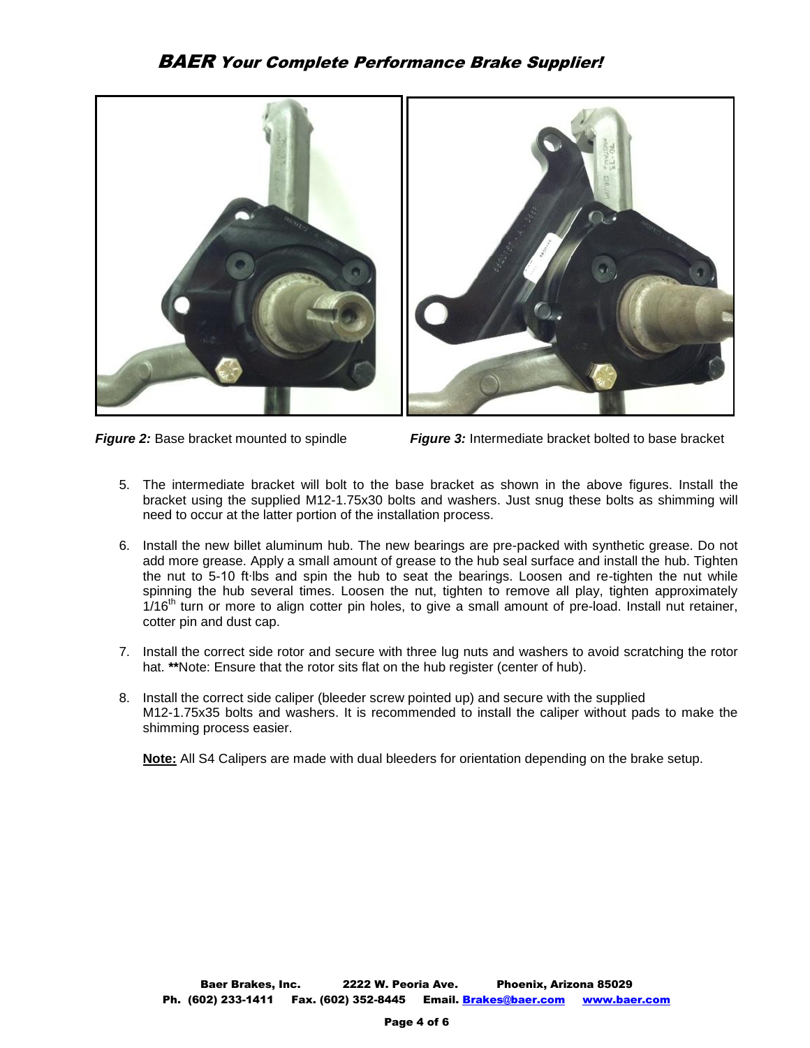*Figure 2:* Base bracket mounted to spindle

*Figure 3:* Intermediate bracket bolted to base bracket

5. The intermediate bracket will bolt to the base bracket as shown in the above figures. Install the bracket using the supplied M12-1.75x30 bolts and washers. Just snug these bolts as shimming will need to occur at the latter portion of the installation process.

6. Install the new billet aluminum hub. The new bearings are pre-packed with synthetic grease. Do not add more grease. Apply a small amount of grease to the hub seal surface and install the hub. Tighten the nut to 5-10 ft·lbs and spin the hub to seat the bearings. Loosen and re-tighten the nut while spinning the hub several times. Loosen the nut, tighten to remove all play, tighten approximately 1/16th turn or more to align cotter pin holes, to give a small amount of pre-load. Install nut retainer, cotter pin and dust cap.

7. Install the correct side rotor and secure with three lug nuts and washers to avoid scratching the rotor hat. **Note: Ensure that the rotor sits flat on the hub register (center of hub).

8. Install the correct side caliper (bleeder screw pointed up) and secure with the supplied M12-1.75x35 bolts and washers. It is recommended to install the caliper without pads to make the shimming process easier.

   **Note:** All S4 Calipers are made with dual bleeders for orientation depending on the brake setup.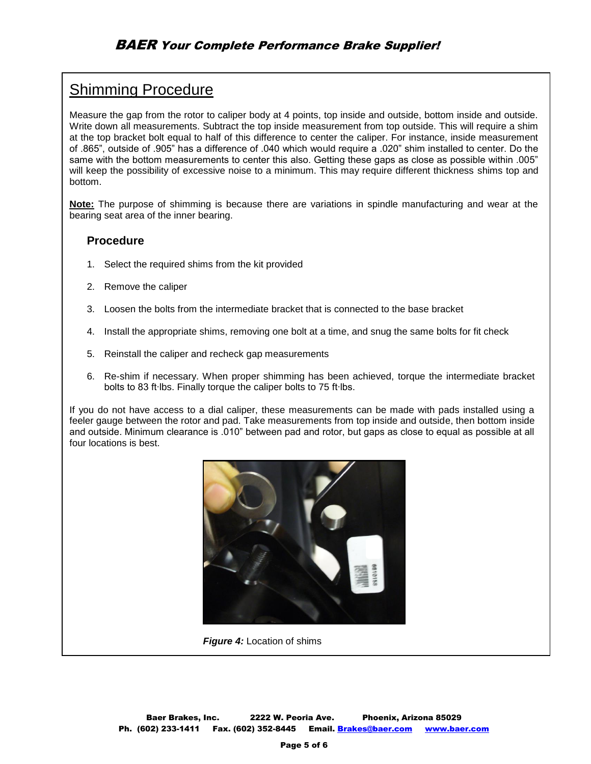## Shimming Procedure

Measure the gap from the rotor to caliper body at 4 points, top inside and outside, bottom inside and outside. Write down all measurements. Subtract the top inside measurement from top outside. This will require a shim at the top bracket bolt equal to half of this difference to center the caliper. For instance, inside measurement of .865", outside of .905" has a difference of .040 which would require a .020" shim installed to center. Do the same with the bottom measurements to center this also. Getting these gaps as close as possible within .005" will keep the possibility of excessive noise to a minimum. This may require different thickness shims top and bottom.

**Note:** The purpose of shimming is because there are variations in spindle manufacturing and wear at the bearing seat area of the inner bearing.

### Procedure

1. Select the required shims from the kit provided
2. Remove the caliper
3. Loosen the bolts from the intermediate bracket that is connected to the base bracket
4. Install the appropriate shims, removing one bolt at a time, and snug the same bolts for fit check
5. Reinstall the caliper and recheck gap measurements
6. Re-shim if necessary. When proper shimming has been achieved, torque the intermediate bracket bolts to 83 ft·lbs. Finally torque the caliper bolts to 75 ft·lbs.

If you do not have access to a dial caliper, these measurements can be made with pads installed using a feeler gauge between the rotor and pad. Take measurements from top inside and outside, then bottom inside and outside. Minimum clearance is .010" between pad and rotor, but gaps as close to equal as possible at all four locations is best.

***Figure 4:*** Location of shims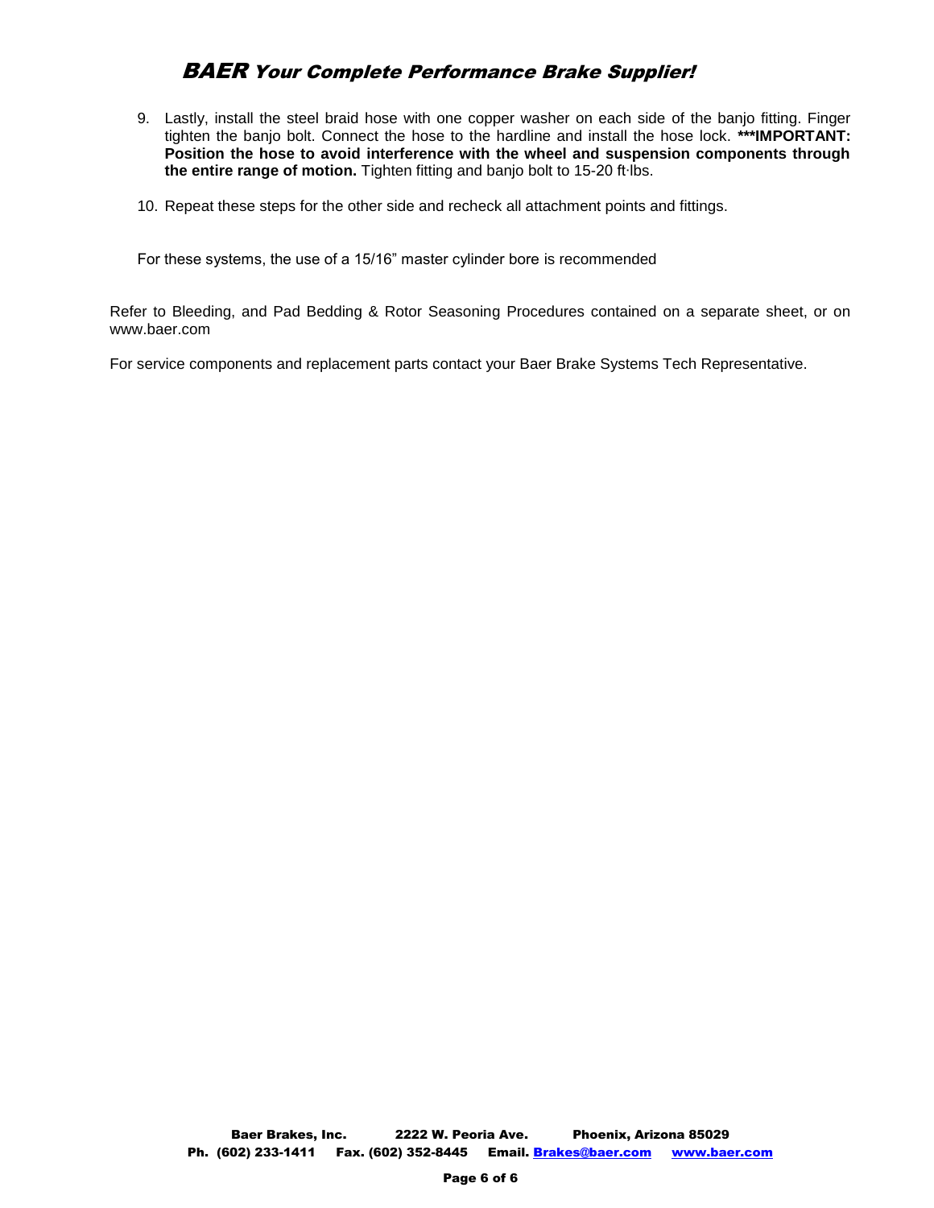9. Lastly, install the steel braid hose with one copper washer on each side of the banjo fitting. Finger tighten the banjo bolt. Connect the hose to the hardline and install the hose lock. ***IMPORTANT: Position the hose to avoid interference with the wheel and suspension components through the entire range of motion.** Tighten fitting and banjo bolt to 15-20 ft·lbs.

10. Repeat these steps for the other side and recheck all attachment points and fittings.

For these systems, the use of a 15/16" master cylinder bore is recommended

Refer to Bleeding, and Pad Bedding & Rotor Seasoning Procedures contained on a separate sheet, or on www.baer.com

For service components and replacement parts contact your Baer Brake Systems Tech Representative.